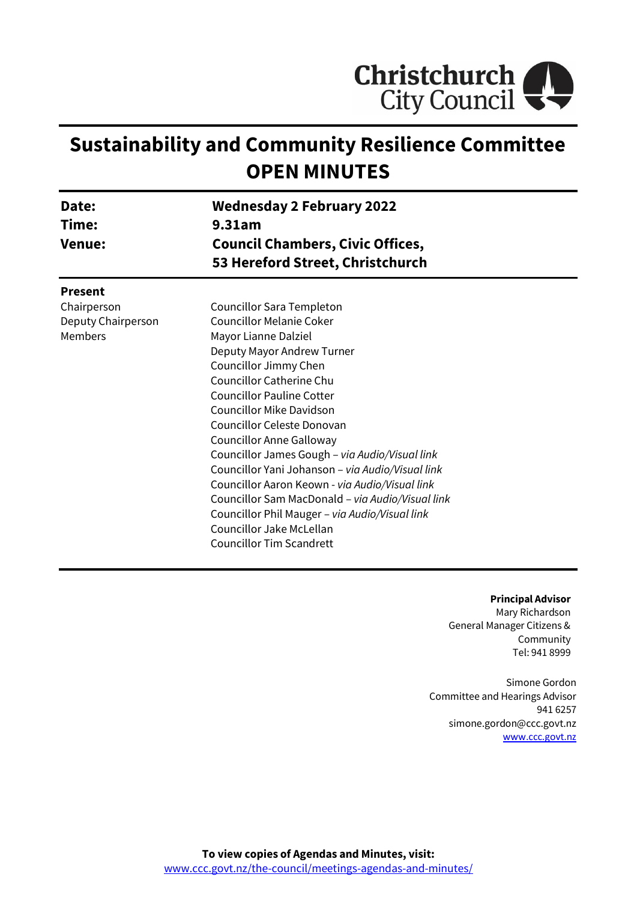Christchurch City Council

# Sustainability and Community Resilience Committee OPEN MINUTES

| | |
|---|---|
| **Date:** | **Wednesday 2 February 2022** |
| **Time:** | **9.31am** |
| **Venue:** | **Council Chambers, Civic Offices, 53 Hereford Street, Christchurch** |

**Present**

| | |
|---|---|
| Chairperson | Councillor Sara Templeton |
| Deputy Chairperson | Councillor Melanie Coker |
| Members | Mayor Lianne Dalziel |
| | Deputy Mayor Andrew Turner |
| | Councillor Jimmy Chen |
| | Councillor Catherine Chu |
| | Councillor Pauline Cotter |
| | Councillor Mike Davidson |
| | Councillor Celeste Donovan |
| | Councillor Anne Galloway |
| | Councillor James Gough – *via Audio/Visual link* |
| | Councillor Yani Johanson – *via Audio/Visual link* |
| | Councillor Aaron Keown - *via Audio/Visual link* |
| | Councillor Sam MacDonald – *via Audio/Visual link* |
| | Councillor Phil Mauger – *via Audio/Visual link* |
| | Councillor Jake McLellan |
| | Councillor Tim Scandrett |

**Principal Advisor**
Mary Richardson
General Manager Citizens & Community
Tel: 941 8999

Simone Gordon
Committee and Hearings Advisor
941 6257
simone.gordon@ccc.govt.nz
www.ccc.govt.nz

**To view copies of Agendas and Minutes, visit:**
www.ccc.govt.nz/the-council/meetings-agendas-and-minutes/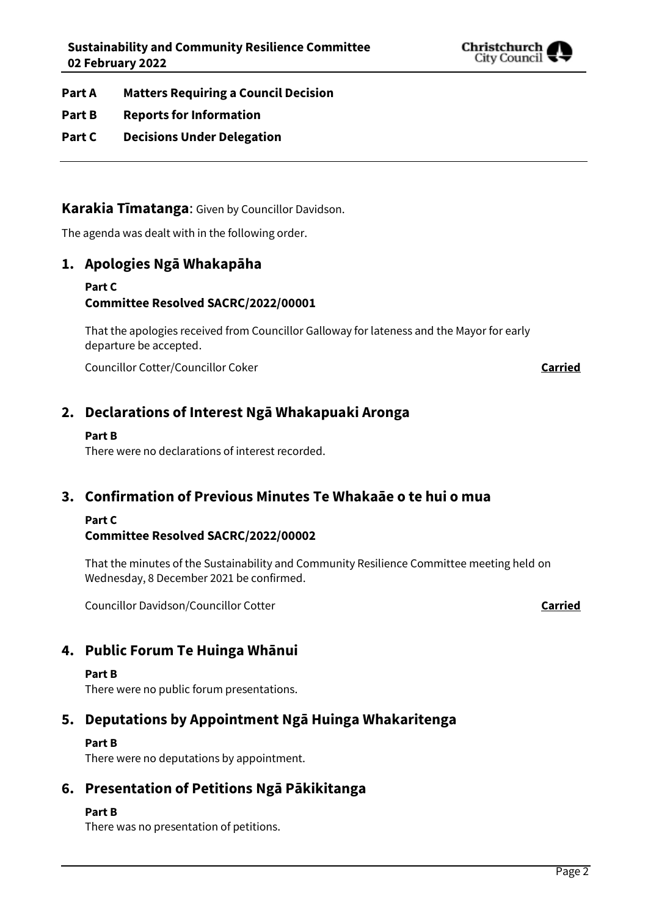**Part A Matters Requiring a Council Decision**

**Part B Reports for Information**

**Part C Decisions Under Delegation**

---

**Karakia Tīmatanga**: Given by Councillor Davidson.

The agenda was dealt with in the following order.

## 1. Apologies Ngā Whakapāha

**Part C**
**Committee Resolved SACRC/2022/00001**

That the apologies received from Councillor Galloway for lateness and the Mayor for early departure be accepted.

Councillor Cotter/Councillor Coker **Carried**

## 2. Declarations of Interest Ngā Whakapuaki Aronga

**Part B**
There were no declarations of interest recorded.

## 3. Confirmation of Previous Minutes Te Whakaāe o te hui o mua

**Part C**
**Committee Resolved SACRC/2022/00002**

That the minutes of the Sustainability and Community Resilience Committee meeting held on Wednesday, 8 December 2021 be confirmed.

Councillor Davidson/Councillor Cotter **Carried**

## 4. Public Forum Te Huinga Whānui

**Part B**
There were no public forum presentations.

## 5. Deputations by Appointment Ngā Huinga Whakaritenga

**Part B**
There were no deputations by appointment.

## 6. Presentation of Petitions Ngā Pākikitanga

**Part B**
There was no presentation of petitions.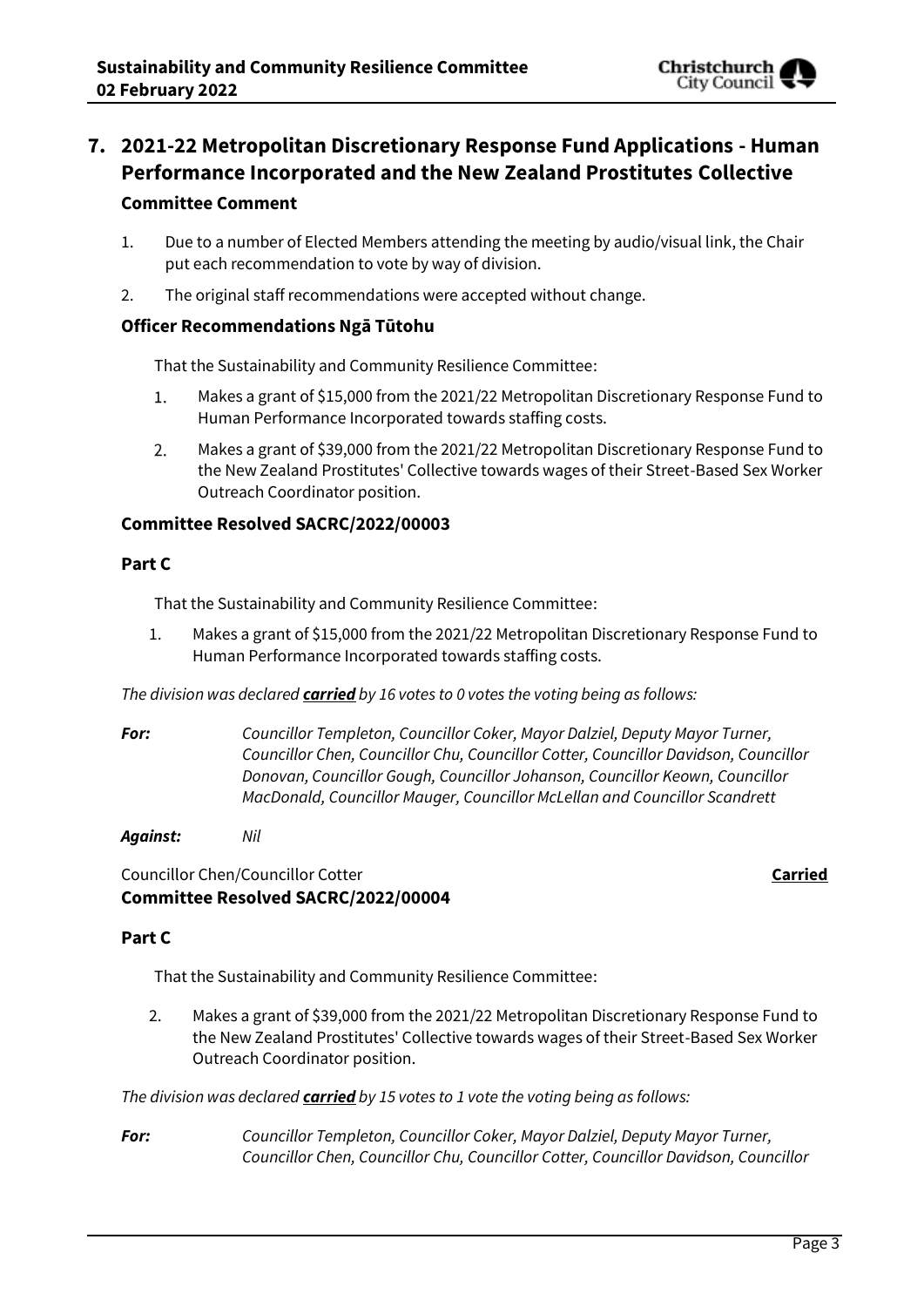## 7. 2021-22 Metropolitan Discretionary Response Fund Applications - Human Performance Incorporated and the New Zealand Prostitutes Collective

### Committee Comment

1. Due to a number of Elected Members attending the meeting by audio/visual link, the Chair put each recommendation to vote by way of division.
2. The original staff recommendations were accepted without change.

### Officer Recommendations Ngā Tūtohu

That the Sustainability and Community Resilience Committee:

1. Makes a grant of $15,000 from the 2021/22 Metropolitan Discretionary Response Fund to Human Performance Incorporated towards staffing costs.
2. Makes a grant of $39,000 from the 2021/22 Metropolitan Discretionary Response Fund to the New Zealand Prostitutes' Collective towards wages of their Street-Based Sex Worker Outreach Coordinator position.

### Committee Resolved SACRC/2022/00003

**Part C**

That the Sustainability and Community Resilience Committee:

1. Makes a grant of $15,000 from the 2021/22 Metropolitan Discretionary Response Fund to Human Performance Incorporated towards staffing costs.

*The division was declared **carried** by 16 votes to 0 votes the voting being as follows:*

***For:*** *Councillor Templeton, Councillor Coker, Mayor Dalziel, Deputy Mayor Turner, Councillor Chen, Councillor Chu, Councillor Cotter, Councillor Davidson, Councillor Donovan, Councillor Gough, Councillor Johanson, Councillor Keown, Councillor MacDonald, Councillor Mauger, Councillor McLellan and Councillor Scandrett*

***Against:*** *Nil*

Councillor Chen/Councillor Cotter **Carried**

### Committee Resolved SACRC/2022/00004

**Part C**

That the Sustainability and Community Resilience Committee:

2. Makes a grant of $39,000 from the 2021/22 Metropolitan Discretionary Response Fund to the New Zealand Prostitutes' Collective towards wages of their Street-Based Sex Worker Outreach Coordinator position.

*The division was declared **carried** by 15 votes to 1 vote the voting being as follows:*

***For:*** *Councillor Templeton, Councillor Coker, Mayor Dalziel, Deputy Mayor Turner, Councillor Chen, Councillor Chu, Councillor Cotter, Councillor Davidson, Councillor*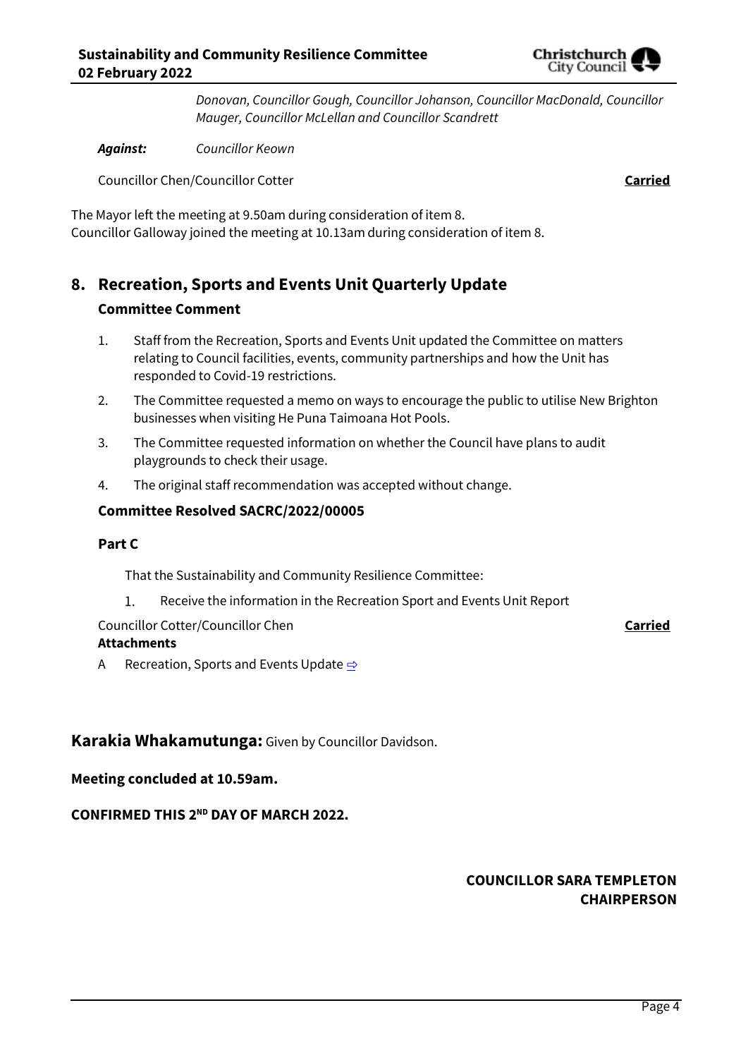Donovan, Councillor Gough, Councillor Johanson, Councillor MacDonald, Councillor Mauger, Councillor McLellan and Councillor Scandrett*

***Against:*** *Councillor Keown*

Councillor Chen/Councillor Cotter **Carried**

The Mayor left the meeting at 9.50am during consideration of item 8.
Councillor Galloway joined the meeting at 10.13am during consideration of item 8.

## 8. Recreation, Sports and Events Unit Quarterly Update

### Committee Comment

1. Staff from the Recreation, Sports and Events Unit updated the Committee on matters relating to Council facilities, events, community partnerships and how the Unit has responded to Covid-19 restrictions.
2. The Committee requested a memo on ways to encourage the public to utilise New Brighton businesses when visiting He Puna Taimoana Hot Pools.
3. The Committee requested information on whether the Council have plans to audit playgrounds to check their usage.
4. The original staff recommendation was accepted without change.

### Committee Resolved SACRC/2022/00005

**Part C**

That the Sustainability and Community Resilience Committee:

1. Receive the information in the Recreation Sport and Events Unit Report

Councillor Cotter/Councillor Chen **Carried**

**Attachments**

A Recreation, Sports and Events Update ⇨

**Karakia Whakamutunga:** Given by Councillor Davidson.

**Meeting concluded at 10.59am.**

**CONFIRMED THIS 2ND DAY OF MARCH 2022.**

**COUNCILLOR SARA TEMPLETON**
**CHAIRPERSON**